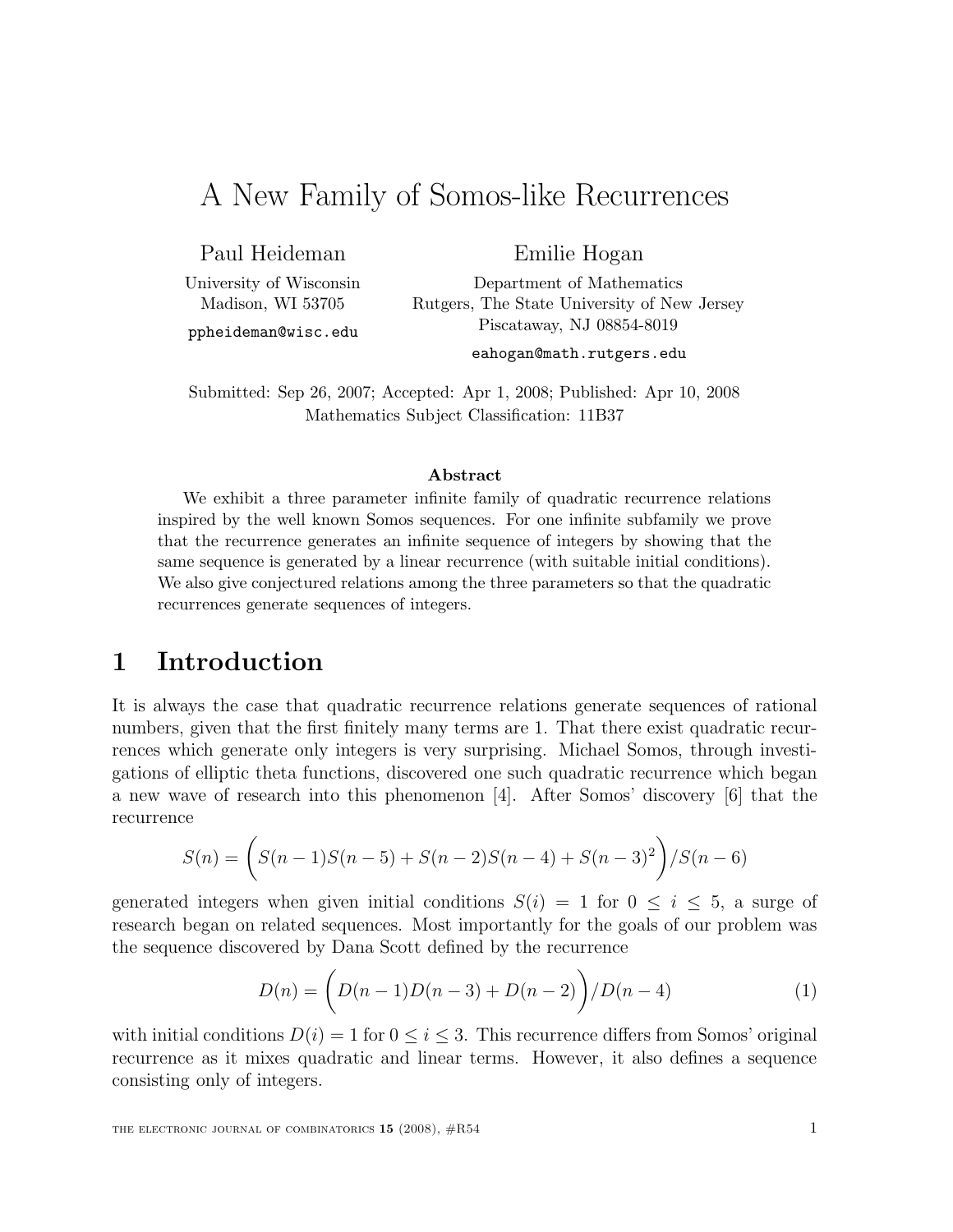# A New Family of Somos-like Recurrences

Paul Heideman
University of Wisconsin
Madison, WI 53705
ppheideman@wisc.edu

Emilie Hogan
Department of Mathematics
Rutgers, The State University of New Jersey
Piscataway, NJ 08854-8019
eahogan@math.rutgers.edu

Submitted: Sep 26, 2007; Accepted: Apr 1, 2008; Published: Apr 10, 2008
Mathematics Subject Classification: 11B37

**Abstract**

We exhibit a three parameter infinite family of quadratic recurrence relations inspired by the well known Somos sequences. For one infinite subfamily we prove that the recurrence generates an infinite sequence of integers by showing that the same sequence is generated by a linear recurrence (with suitable initial conditions). We also give conjectured relations among the three parameters so that the quadratic recurrences generate sequences of integers.

## 1 Introduction

It is always the case that quadratic recurrence relations generate sequences of rational numbers, given that the first finitely many terms are 1. That there exist quadratic recurrences which generate only integers is very surprising. Michael Somos, through investigations of elliptic theta functions, discovered one such quadratic recurrence which began a new wave of research into this phenomenon [4]. After Somos' discovery [6] that the recurrence

$$S(n) = \Big(S(n-1)S(n-5) + S(n-2)S(n-4) + S(n-3)^2\Big)/S(n-6)$$

generated integers when given initial conditions $S(i) = 1$ for $0 \leq i \leq 5$, a surge of research began on related sequences. Most importantly for the goals of our problem was the sequence discovered by Dana Scott defined by the recurrence

$$D(n) = \Big(D(n-1)D(n-3) + D(n-2)\Big)/D(n-4) \tag{1}$$

with initial conditions $D(i) = 1$ for $0 \leq i \leq 3$. This recurrence differs from Somos' original recurrence as it mixes quadratic and linear terms. However, it also defines a sequence consisting only of integers.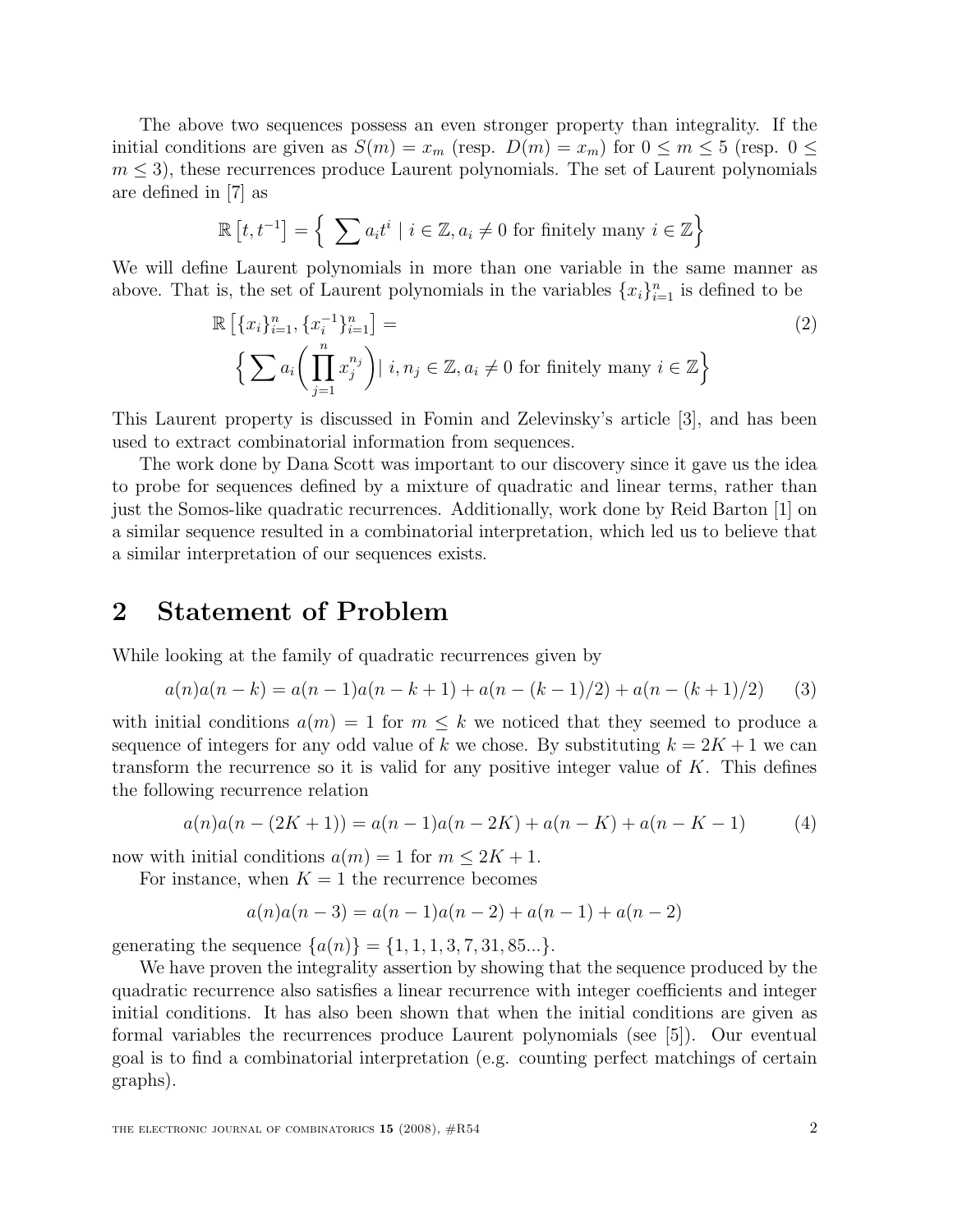The above two sequences possess an even stronger property than integrality. If the initial conditions are given as $S(m) = x_m$ (resp. $D(m) = x_m$) for $0 \leq m \leq 5$ (resp. $0 \leq m \leq 3$), these recurrences produce Laurent polynomials. The set of Laurent polynomials are defined in [7] as

$$\mathbb{R}\left[t, t^{-1}\right] = \left\{ \sum a_i t^i \mid i \in \mathbb{Z}, a_i \neq 0 \text{ for finitely many } i \in \mathbb{Z} \right\}$$

We will define Laurent polynomials in more than one variable in the same manner as above. That is, the set of Laurent polynomials in the variables $\{x_i\}_{i=1}^n$ is defined to be

$$\mathbb{R}\left[\{x_i\}_{i=1}^n, \{x_i^{-1}\}_{i=1}^n\right] = \left\{ \sum a_i \left( \prod_{j=1}^{n} x_j^{n_j} \right) \mid i, n_j \in \mathbb{Z}, a_i \neq 0 \text{ for finitely many } i \in \mathbb{Z} \right\} \tag{2}$$

This Laurent property is discussed in Fomin and Zelevinsky's article [3], and has been used to extract combinatorial information from sequences.

The work done by Dana Scott was important to our discovery since it gave us the idea to probe for sequences defined by a mixture of quadratic and linear terms, rather than just the Somos-like quadratic recurrences. Additionally, work done by Reid Barton [1] on a similar sequence resulted in a combinatorial interpretation, which led us to believe that a similar interpretation of our sequences exists.

## 2 Statement of Problem

While looking at the family of quadratic recurrences given by

$$a(n)a(n-k) = a(n-1)a(n-k+1) + a(n-(k-1)/2) + a(n-(k+1)/2) \tag{3}$$

with initial conditions $a(m) = 1$ for $m \leq k$ we noticed that they seemed to produce a sequence of integers for any odd value of $k$ we chose. By substituting $k = 2K+1$ we can transform the recurrence so it is valid for any positive integer value of $K$. This defines the following recurrence relation

$$a(n)a(n-(2K+1)) = a(n-1)a(n-2K) + a(n-K) + a(n-K-1) \tag{4}$$

now with initial conditions $a(m) = 1$ for $m \leq 2K+1$.

For instance, when $K = 1$ the recurrence becomes

$$a(n)a(n-3) = a(n-1)a(n-2) + a(n-1) + a(n-2)$$

generating the sequence $\{a(n)\} = \{1, 1, 1, 3, 7, 31, 85...\}$.

We have proven the integrality assertion by showing that the sequence produced by the quadratic recurrence also satisfies a linear recurrence with integer coefficients and integer initial conditions. It has also been shown that when the initial conditions are given as formal variables the recurrences produce Laurent polynomials (see [5]). Our eventual goal is to find a combinatorial interpretation (e.g. counting perfect matchings of certain graphs).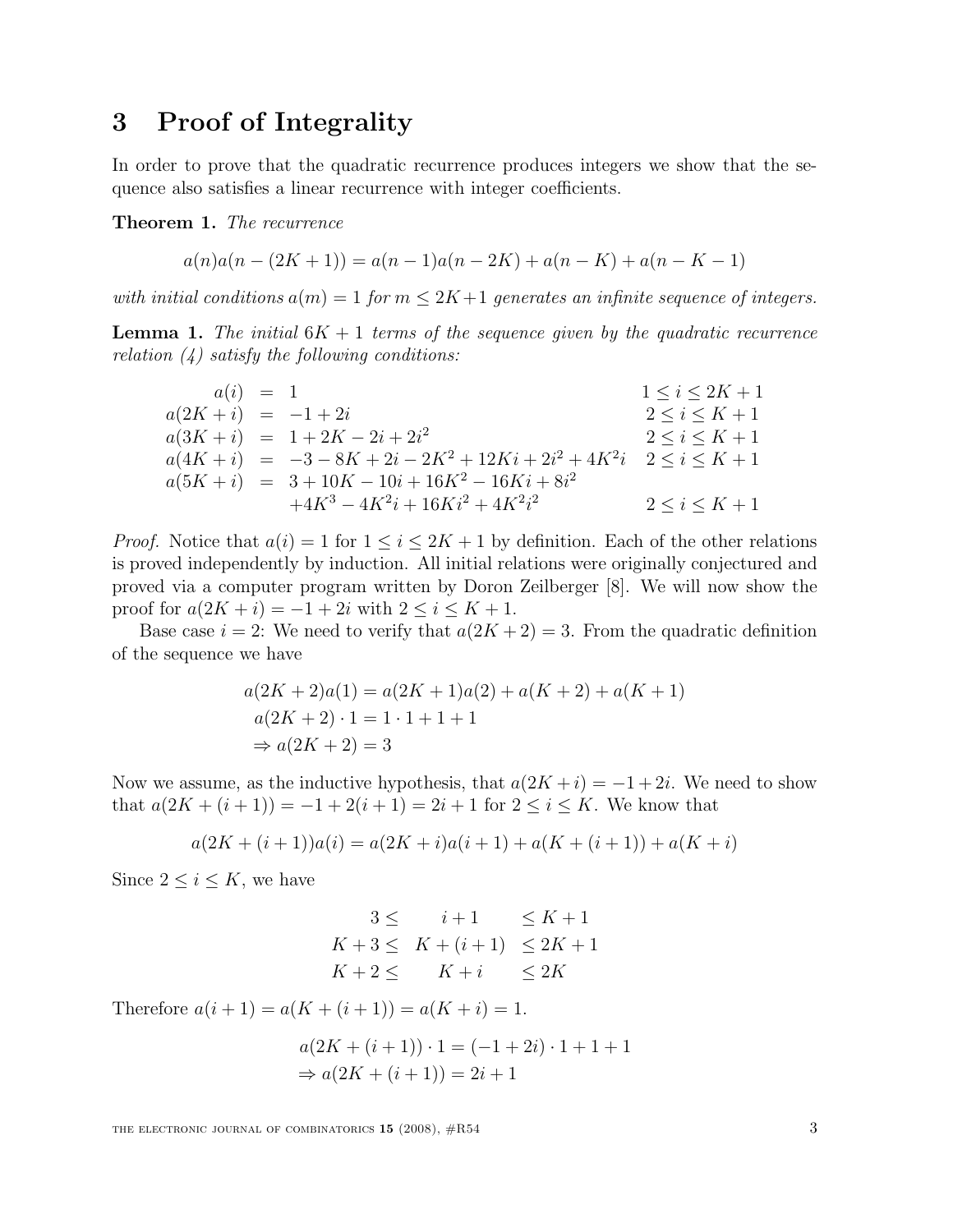## 3 Proof of Integrality

In order to prove that the quadratic recurrence produces integers we show that the sequence also satisfies a linear recurrence with integer coefficients.

**Theorem 1.** *The recurrence*

$$a(n)a(n-(2K+1)) = a(n-1)a(n-2K) + a(n-K) + a(n-K-1)$$

*with initial conditions $a(m) = 1$ for $m \leq 2K+1$ generates an infinite sequence of integers.*

**Lemma 1.** *The initial $6K+1$ terms of the sequence given by the quadratic recurrence relation (4) satisfy the following conditions:*

$$\begin{array}{rcll}
a(i) &=& 1 & 1 \leq i \leq 2K+1 \\
a(2K+i) &=& -1+2i & 2 \leq i \leq K+1 \\
a(3K+i) &=& 1+2K-2i+2i^2 & 2 \leq i \leq K+1 \\
a(4K+i) &=& -3-8K+2i-2K^2+12Ki+2i^2+4K^2i & 2 \leq i \leq K+1 \\
a(5K+i) &=& 3+10K-10i+16K^2-16Ki+8i^2 & \\
& & +4K^3-4K^2i+16Ki^2+4K^2i^2 & 2 \leq i \leq K+1
\end{array}$$

*Proof.* Notice that $a(i) = 1$ for $1 \leq i \leq 2K+1$ by definition. Each of the other relations is proved independently by induction. All initial relations were originally conjectured and proved via a computer program written by Doron Zeilberger [8]. We will now show the proof for $a(2K+i) = -1+2i$ with $2 \leq i \leq K+1$.

Base case $i = 2$: We need to verify that $a(2K+2) = 3$. From the quadratic definition of the sequence we have

$$\begin{aligned}
&a(2K+2)a(1) = a(2K+1)a(2) + a(K+2) + a(K+1) \\
&a(2K+2)\cdot 1 = 1\cdot 1 + 1 + 1 \\
&\Rightarrow a(2K+2) = 3
\end{aligned}$$

Now we assume, as the inductive hypothesis, that $a(2K+i) = -1+2i$. We need to show that $a(2K+(i+1)) = -1+2(i+1) = 2i+1$ for $2 \leq i \leq K$. We know that

$$a(2K+(i+1))a(i) = a(2K+i)a(i+1) + a(K+(i+1)) + a(K+i)$$

Since $2 \leq i \leq K$, we have

$$\begin{array}{rcl}
3 \leq & i+1 & \leq K+1 \\
K+3 \leq & K+(i+1) & \leq 2K+1 \\
K+2 \leq & K+i & \leq 2K
\end{array}$$

Therefore $a(i+1) = a(K+(i+1)) = a(K+i) = 1$.

$$\begin{aligned}
&a(2K+(i+1))\cdot 1 = (-1+2i)\cdot 1 + 1 + 1 \\
&\Rightarrow a(2K+(i+1)) = 2i+1
\end{aligned}$$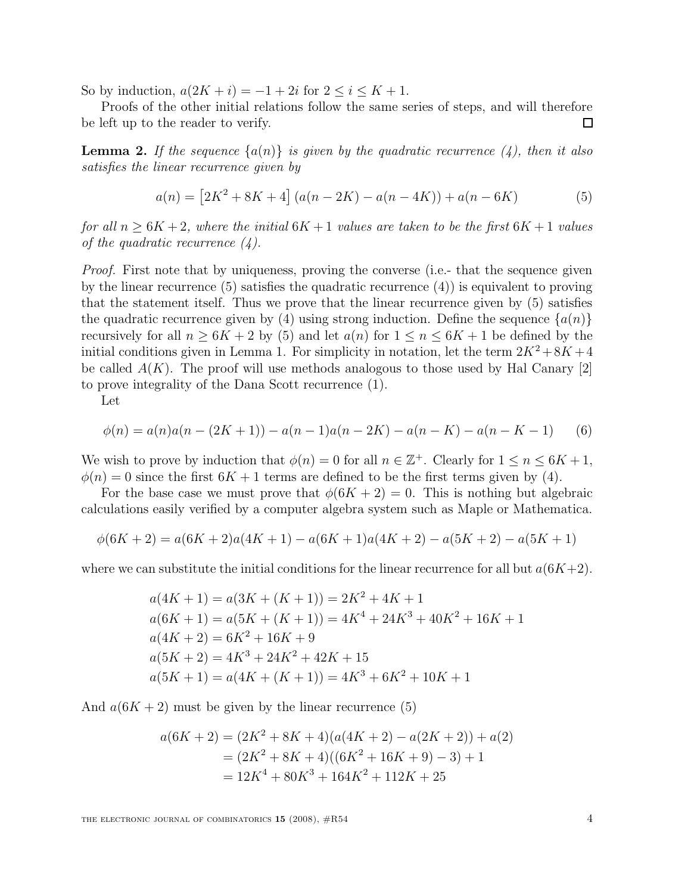So by induction, $a(2K+i) = -1+2i$ for $2 \leq i \leq K+1$.

Proofs of the other initial relations follow the same series of steps, and will therefore be left up to the reader to verify. $\square$

**Lemma 2.** *If the sequence $\{a(n)\}$ is given by the quadratic recurrence (4), then it also satisfies the linear recurrence given by*

$$a(n) = \left[2K^2 + 8K + 4\right](a(n-2K) - a(n-4K)) + a(n-6K) \tag{5}$$

*for all $n \geq 6K+2$, where the initial $6K+1$ values are taken to be the first $6K+1$ values of the quadratic recurrence (4).*

*Proof.* First note that by uniqueness, proving the converse (i.e.- that the sequence given by the linear recurrence (5) satisfies the quadratic recurrence (4)) is equivalent to proving that the statement itself. Thus we prove that the linear recurrence given by (5) satisfies the quadratic recurrence given by (4) using strong induction. Define the sequence $\{a(n)\}$ recursively for all $n \geq 6K+2$ by (5) and let $a(n)$ for $1 \leq n \leq 6K+1$ be defined by the initial conditions given in Lemma 1. For simplicity in notation, let the term $2K^2+8K+4$ be called $A(K)$. The proof will use methods analogous to those used by Hal Canary [2] to prove integrality of the Dana Scott recurrence (1).

Let

$$\phi(n) = a(n)a(n-(2K+1)) - a(n-1)a(n-2K) - a(n-K) - a(n-K-1) \tag{6}$$

We wish to prove by induction that $\phi(n) = 0$ for all $n \in \mathbb{Z}^+$. Clearly for $1 \leq n \leq 6K+1$, $\phi(n) = 0$ since the first $6K+1$ terms are defined to be the first terms given by (4).

For the base case we must prove that $\phi(6K+2) = 0$. This is nothing but algebraic calculations easily verified by a computer algebra system such as Maple or Mathematica.

$$\phi(6K+2) = a(6K+2)a(4K+1) - a(6K+1)a(4K+2) - a(5K+2) - a(5K+1)$$

where we can substitute the initial conditions for the linear recurrence for all but $a(6K+2)$.

$$\begin{aligned}
a(4K+1) &= a(3K+(K+1)) = 2K^2+4K+1 \\
a(6K+1) &= a(5K+(K+1)) = 4K^4+24K^3+40K^2+16K+1 \\
a(4K+2) &= 6K^2+16K+9 \\
a(5K+2) &= 4K^3+24K^2+42K+15 \\
a(5K+1) &= a(4K+(K+1)) = 4K^3+6K^2+10K+1
\end{aligned}$$

And $a(6K+2)$ must be given by the linear recurrence (5)

$$\begin{aligned}
a(6K+2) &= (2K^2+8K+4)(a(4K+2) - a(2K+2)) + a(2) \\
&= (2K^2+8K+4)((6K^2+16K+9) - 3) + 1 \\
&= 12K^4 + 80K^3 + 164K^2 + 112K + 25
\end{aligned}$$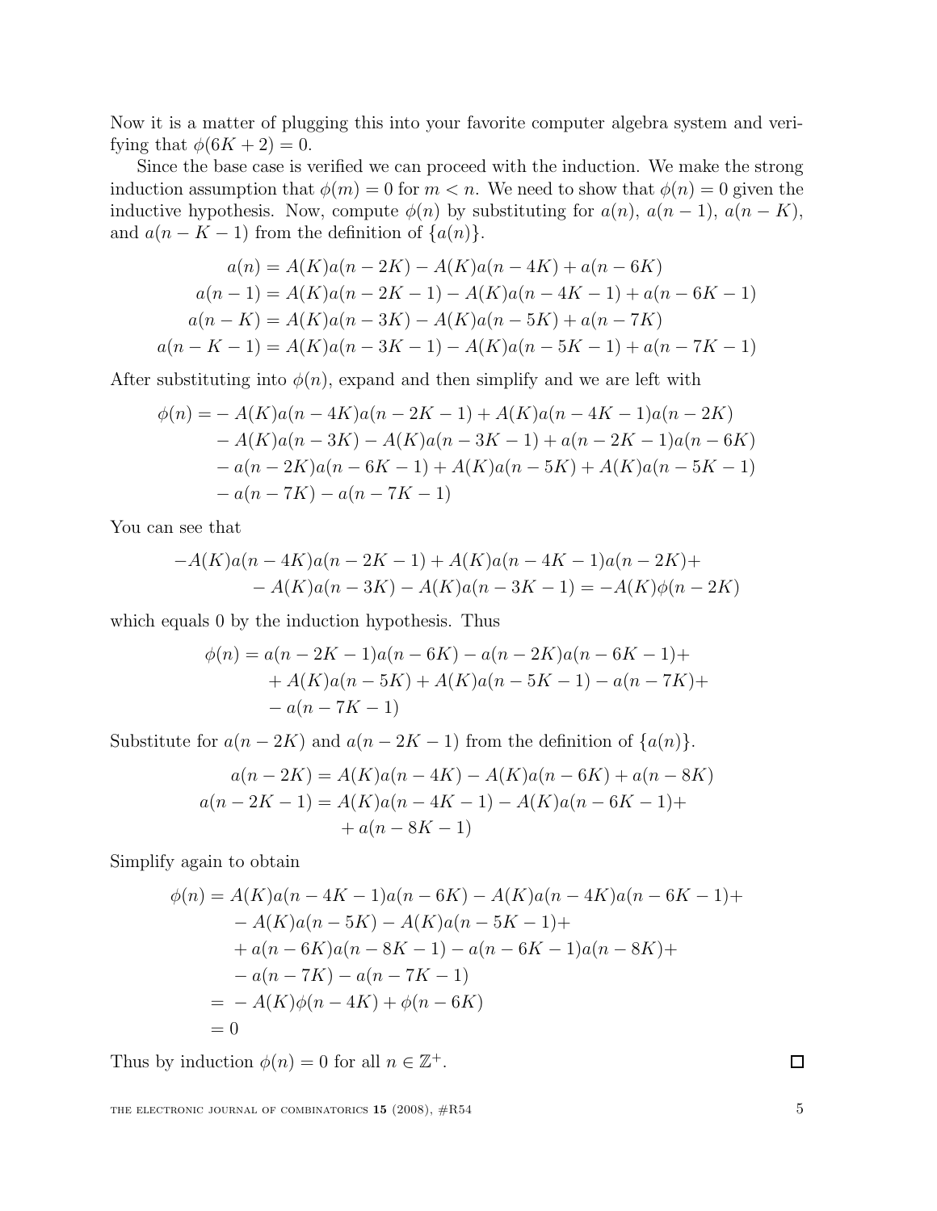Now it is a matter of plugging this into your favorite computer algebra system and verifying that $\phi(6K+2) = 0$.

Since the base case is verified we can proceed with the induction. We make the strong induction assumption that $\phi(m) = 0$ for $m < n$. We need to show that $\phi(n) = 0$ given the inductive hypothesis. Now, compute $\phi(n)$ by substituting for $a(n)$, $a(n-1)$, $a(n-K)$, and $a(n-K-1)$ from the definition of $\{a(n)\}$.

$$
\begin{aligned}
a(n) &= A(K)a(n-2K) - A(K)a(n-4K) + a(n-6K) \\
a(n-1) &= A(K)a(n-2K-1) - A(K)a(n-4K-1) + a(n-6K-1) \\
a(n-K) &= A(K)a(n-3K) - A(K)a(n-5K) + a(n-7K) \\
a(n-K-1) &= A(K)a(n-3K-1) - A(K)a(n-5K-1) + a(n-7K-1)
\end{aligned}
$$

After substituting into $\phi(n)$, expand and then simplify and we are left with

$$
\begin{aligned}
\phi(n) = &- A(K)a(n-4K)a(n-2K-1) + A(K)a(n-4K-1)a(n-2K) \\
&- A(K)a(n-3K) - A(K)a(n-3K-1) + a(n-2K-1)a(n-6K) \\
&- a(n-2K)a(n-6K-1) + A(K)a(n-5K) + A(K)a(n-5K-1) \\
&- a(n-7K) - a(n-7K-1)
\end{aligned}
$$

You can see that

$$
\begin{aligned}
-A(K)a(n-4K)a(n-2K-1) &+ A(K)a(n-4K-1)a(n-2K) + \\
&- A(K)a(n-3K) - A(K)a(n-3K-1) = -A(K)\phi(n-2K)
\end{aligned}
$$

which equals 0 by the induction hypothesis. Thus

$$
\begin{aligned}
\phi(n) = a(n-2K-1)a(n-6K) &- a(n-2K)a(n-6K-1) + \\
&+ A(K)a(n-5K) + A(K)a(n-5K-1) - a(n-7K) + \\
&- a(n-7K-1)
\end{aligned}
$$

Substitute for $a(n-2K)$ and $a(n-2K-1)$ from the definition of $\{a(n)\}$.

$$
\begin{aligned}
a(n-2K) &= A(K)a(n-4K) - A(K)a(n-6K) + a(n-8K) \\
a(n-2K-1) &= A(K)a(n-4K-1) - A(K)a(n-6K-1) + \\
&\quad + a(n-8K-1)
\end{aligned}
$$

Simplify again to obtain

$$
\begin{aligned}
\phi(n) &= A(K)a(n-4K-1)a(n-6K) - A(K)a(n-4K)a(n-6K-1) + \\
&\quad - A(K)a(n-5K) - A(K)a(n-5K-1) + \\
&\quad + a(n-6K)a(n-8K-1) - a(n-6K-1)a(n-8K) + \\
&\quad - a(n-7K) - a(n-7K-1) \\
&= -A(K)\phi(n-4K) + \phi(n-6K) \\
&= 0
\end{aligned}
$$

Thus by induction $\phi(n) = 0$ for all $n \in \mathbb{Z}^+$. $\square$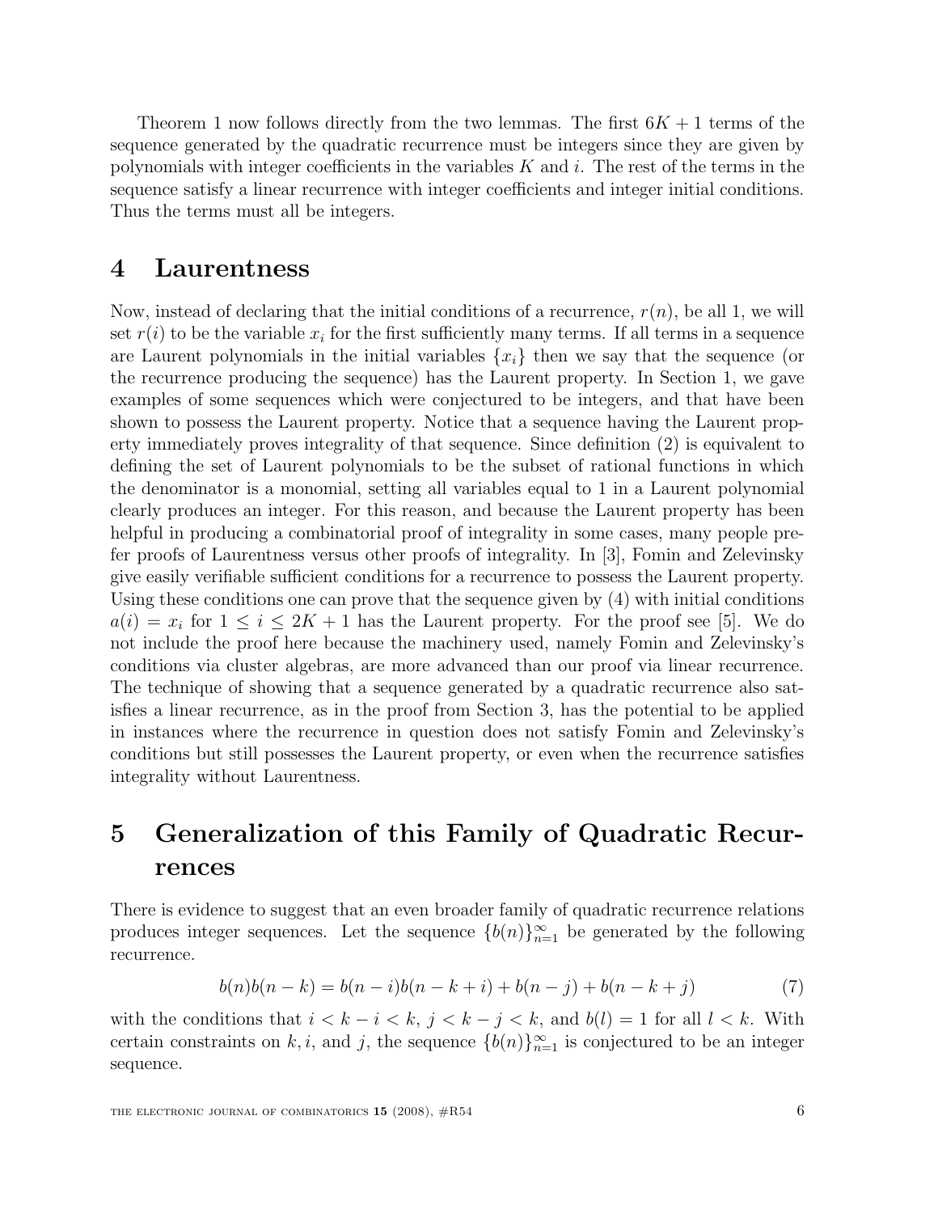Theorem 1 now follows directly from the two lemmas. The first $6K + 1$ terms of the sequence generated by the quadratic recurrence must be integers since they are given by polynomials with integer coefficients in the variables $K$ and $i$. The rest of the terms in the sequence satisfy a linear recurrence with integer coefficients and integer initial conditions. Thus the terms must all be integers.

# 4 Laurentness

Now, instead of declaring that the initial conditions of a recurrence, $r(n)$, be all 1, we will set $r(i)$ to be the variable $x_i$ for the first sufficiently many terms. If all terms in a sequence are Laurent polynomials in the initial variables $\{x_i\}$ then we say that the sequence (or the recurrence producing the sequence) has the Laurent property. In Section 1, we gave examples of some sequences which were conjectured to be integers, and that have been shown to possess the Laurent property. Notice that a sequence having the Laurent property immediately proves integrality of that sequence. Since definition (2) is equivalent to defining the set of Laurent polynomials to be the subset of rational functions in which the denominator is a monomial, setting all variables equal to 1 in a Laurent polynomial clearly produces an integer. For this reason, and because the Laurent property has been helpful in producing a combinatorial proof of integrality in some cases, many people prefer proofs of Laurentness versus other proofs of integrality. In [3], Fomin and Zelevinsky give easily verifiable sufficient conditions for a recurrence to possess the Laurent property. Using these conditions one can prove that the sequence given by (4) with initial conditions $a(i) = x_i$ for $1 \leq i \leq 2K + 1$ has the Laurent property. For the proof see [5]. We do not include the proof here because the machinery used, namely Fomin and Zelevinsky's conditions via cluster algebras, are more advanced than our proof via linear recurrence. The technique of showing that a sequence generated by a quadratic recurrence also satisfies a linear recurrence, as in the proof from Section 3, has the potential to be applied in instances where the recurrence in question does not satisfy Fomin and Zelevinsky's conditions but still possesses the Laurent property, or even when the recurrence satisfies integrality without Laurentness.

# 5 Generalization of this Family of Quadratic Recurrences

There is evidence to suggest that an even broader family of quadratic recurrence relations produces integer sequences. Let the sequence $\{b(n)\}_{n=1}^{\infty}$ be generated by the following recurrence.

$$b(n)b(n-k) = b(n-i)b(n-k+i) + b(n-j) + b(n-k+j) \tag{7}$$

with the conditions that $i < k - i < k$, $j < k - j < k$, and $b(l) = 1$ for all $l < k$. With certain constraints on $k, i$, and $j$, the sequence $\{b(n)\}_{n=1}^{\infty}$ is conjectured to be an integer sequence.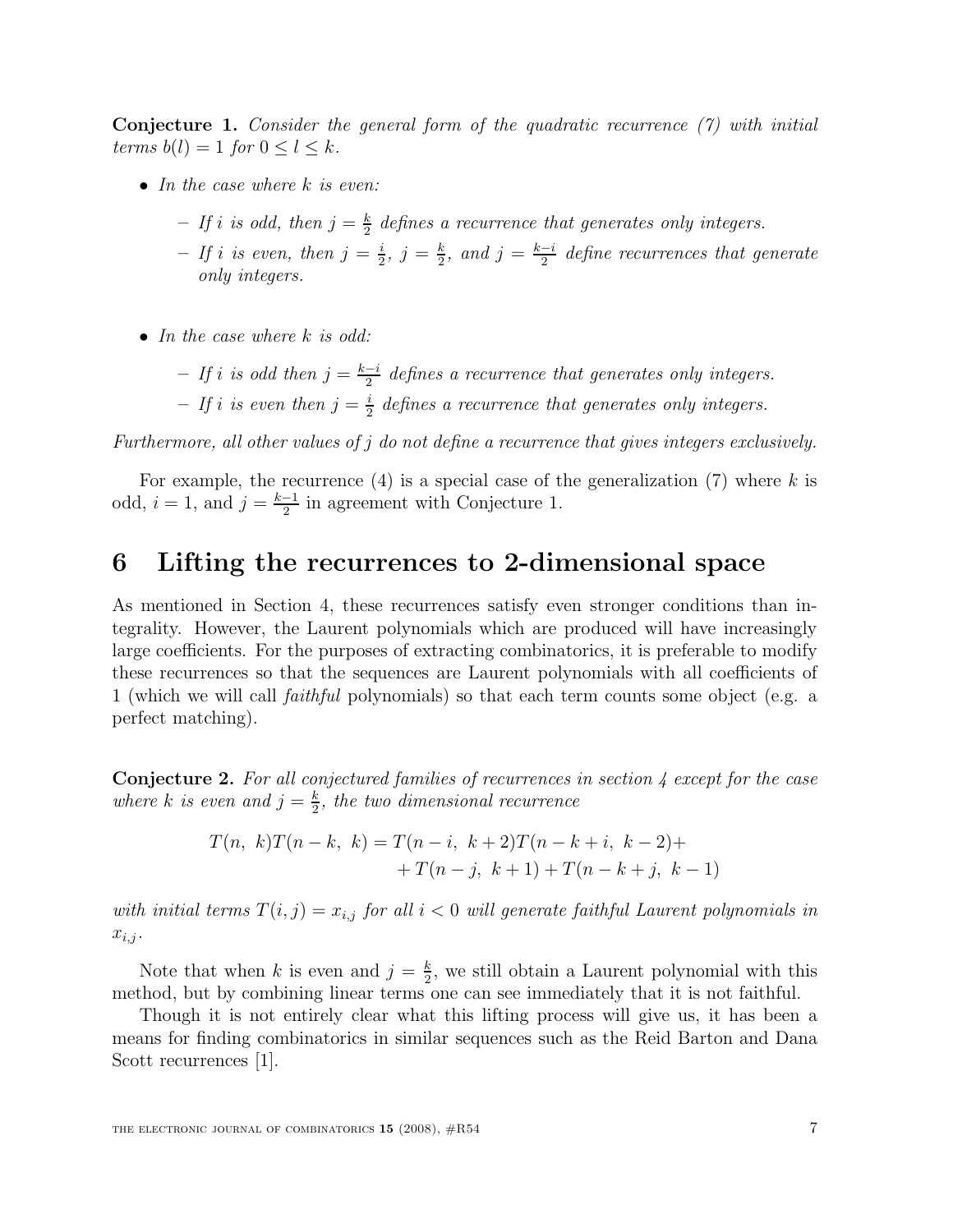**Conjecture 1.** *Consider the general form of the quadratic recurrence (7) with initial terms $b(l) = 1$ for $0 \le l \le k$.*

- *In the case where $k$ is even:*
  - *If $i$ is odd, then $j = \frac{k}{2}$ defines a recurrence that generates only integers.*
  - *If $i$ is even, then $j = \frac{i}{2}$, $j = \frac{k}{2}$, and $j = \frac{k-i}{2}$ define recurrences that generate only integers.*

- *In the case where $k$ is odd:*
  - *If $i$ is odd then $j = \frac{k-i}{2}$ defines a recurrence that generates only integers.*
  - *If $i$ is even then $j = \frac{i}{2}$ defines a recurrence that generates only integers.*

*Furthermore, all other values of $j$ do not define a recurrence that gives integers exclusively.*

For example, the recurrence (4) is a special case of the generalization (7) where $k$ is odd, $i = 1$, and $j = \frac{k-1}{2}$ in agreement with Conjecture 1.

## 6 Lifting the recurrences to 2-dimensional space

As mentioned in Section 4, these recurrences satisfy even stronger conditions than integrality. However, the Laurent polynomials which are produced will have increasingly large coefficients. For the purposes of extracting combinatorics, it is preferable to modify these recurrences so that the sequences are Laurent polynomials with all coefficients of 1 (which we will call *faithful* polynomials) so that each term counts some object (e.g. a perfect matching).

**Conjecture 2.** *For all conjectured families of recurrences in section 4 except for the case where $k$ is even and $j = \frac{k}{2}$, the two dimensional recurrence*

$$\begin{aligned} T(n,\ k)T(n-k,\ k) = T(n-i,\ k+2)T(n-k+i,\ k-2) + \\ + T(n-j,\ k+1) + T(n-k+j,\ k-1) \end{aligned}$$

*with initial terms $T(i, j) = x_{i,j}$ for all $i < 0$ will generate faithful Laurent polynomials in $x_{i,j}$.*

Note that when $k$ is even and $j = \frac{k}{2}$, we still obtain a Laurent polynomial with this method, but by combining linear terms one can see immediately that it is not faithful.

Though it is not entirely clear what this lifting process will give us, it has been a means for finding combinatorics in similar sequences such as the Reid Barton and Dana Scott recurrences [1].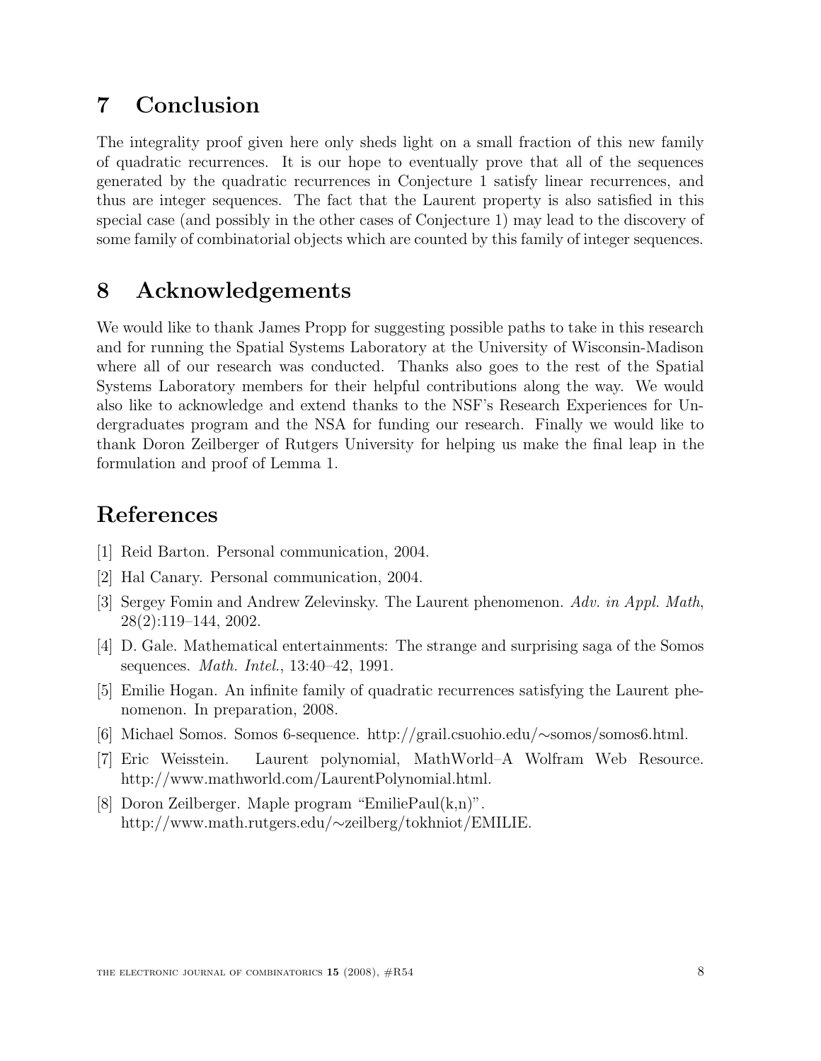# 7 Conclusion

The integrality proof given here only sheds light on a small fraction of this new family of quadratic recurrences. It is our hope to eventually prove that all of the sequences generated by the quadratic recurrences in Conjecture 1 satisfy linear recurrences, and thus are integer sequences. The fact that the Laurent property is also satisfied in this special case (and possibly in the other cases of Conjecture 1) may lead to the discovery of some family of combinatorial objects which are counted by this family of integer sequences.

# 8 Acknowledgements

We would like to thank James Propp for suggesting possible paths to take in this research and for running the Spatial Systems Laboratory at the University of Wisconsin-Madison where all of our research was conducted. Thanks also goes to the rest of the Spatial Systems Laboratory members for their helpful contributions along the way. We would also like to acknowledge and extend thanks to the NSF's Research Experiences for Undergraduates program and the NSA for funding our research. Finally we would like to thank Doron Zeilberger of Rutgers University for helping us make the final leap in the formulation and proof of Lemma 1.

# References

[1] Reid Barton. Personal communication, 2004.

[2] Hal Canary. Personal communication, 2004.

[3] Sergey Fomin and Andrew Zelevinsky. The Laurent phenomenon. *Adv. in Appl. Math*, 28(2):119–144, 2002.

[4] D. Gale. Mathematical entertainments: The strange and surprising saga of the Somos sequences. *Math. Intel.*, 13:40–42, 1991.

[5] Emilie Hogan. An infinite family of quadratic recurrences satisfying the Laurent phenomenon. In preparation, 2008.

[6] Michael Somos. Somos 6-sequence. http://grail.csuohio.edu/∼somos/somos6.html.

[7] Eric Weisstein. Laurent polynomial, MathWorld–A Wolfram Web Resource. http://www.mathworld.com/LaurentPolynomial.html.

[8] Doron Zeilberger. Maple program "EmiliePaul(k,n)". http://www.math.rutgers.edu/∼zeilberg/tokhniot/EMILIE.